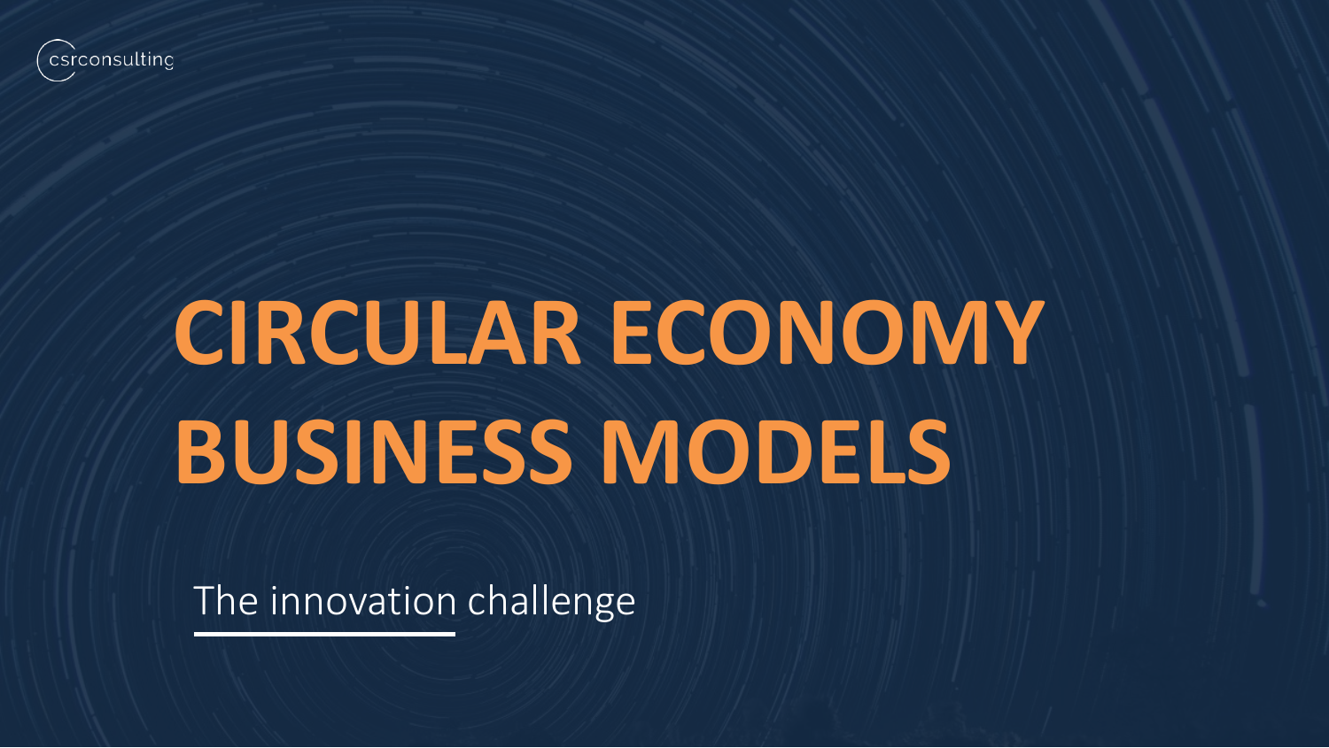csrconsulting

# CIRCULAR ECONOMY BUSINESS MODELS

The innovation challenge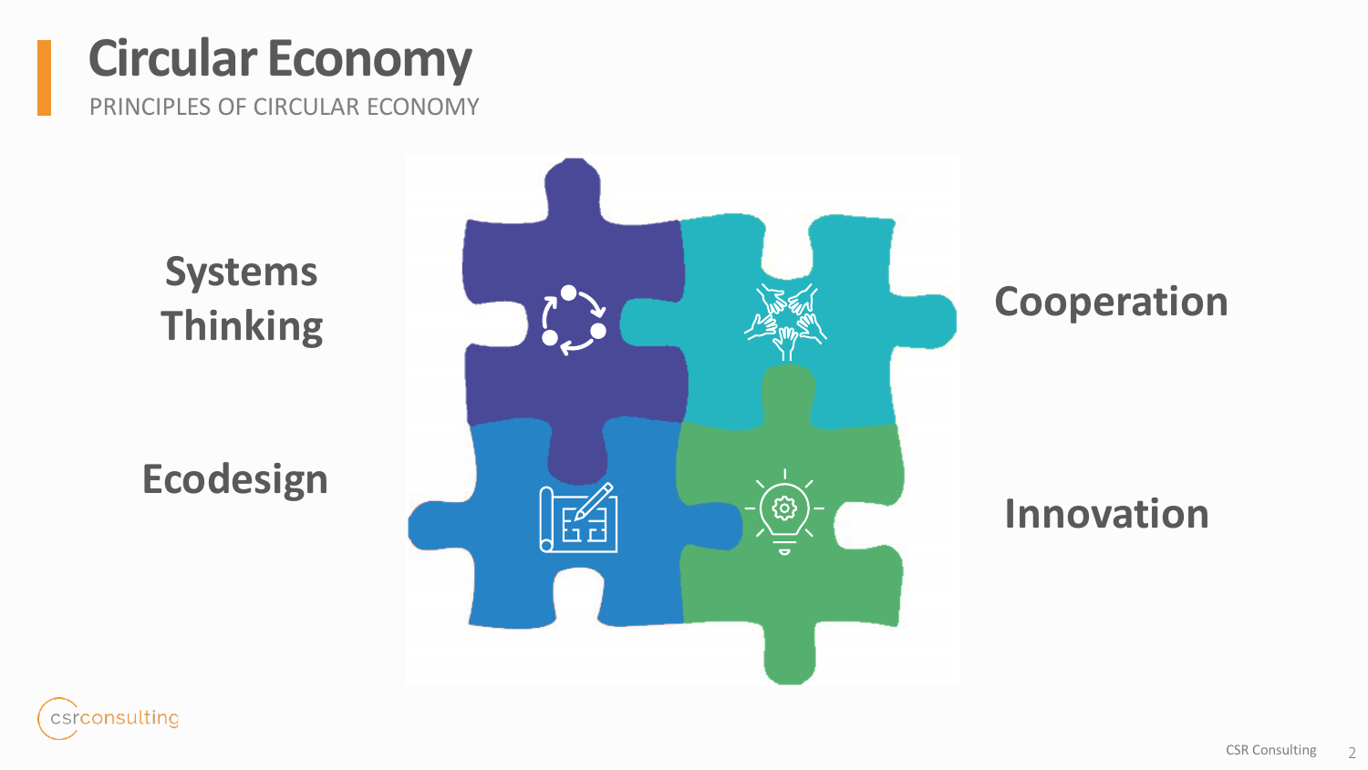# Circular Economy

PRINCIPLES OF CIRCULAR ECONOMY

Systems Thinking

Cooperation

Ecodesign

Innovation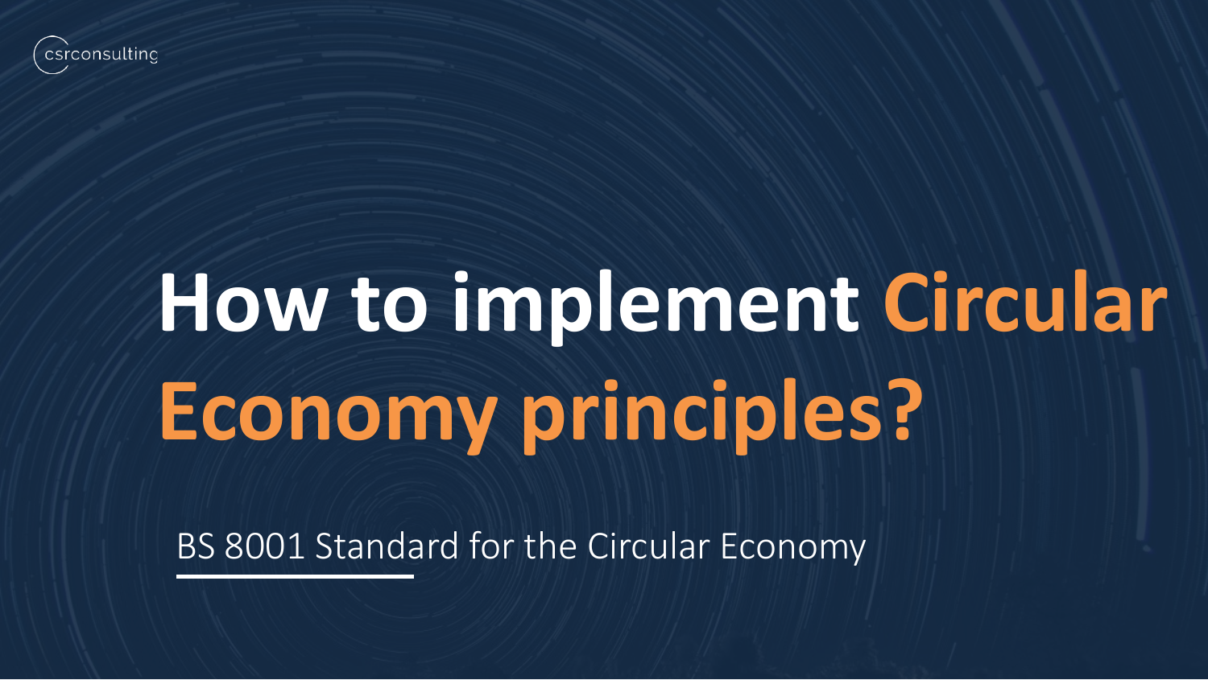csrconsulting

# How to implement Circular Economy principles?

BS 8001 Standard for the Circular Economy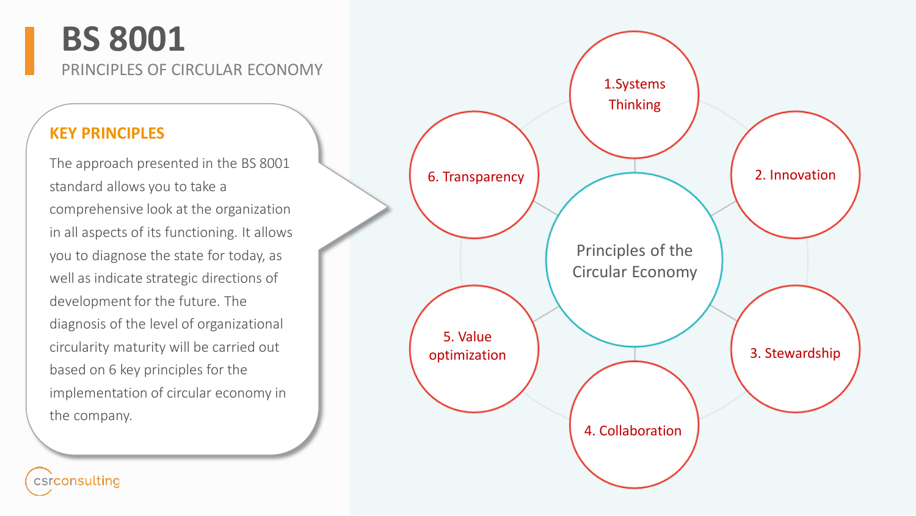# BS 8001

PRINCIPLES OF CIRCULAR ECONOMY

## KEY PRINCIPLES

The approach presented in the BS 8001 standard allows you to take a comprehensive look at the organization in all aspects of its functioning. It allows you to diagnose the state for today, as well as indicate strategic directions of development for the future. The diagnosis of the level of organizational circularity maturity will be carried out based on 6 key principles for the implementation of circular economy in the company.

Principles of the Circular Economy

1. Systems Thinking
2. Innovation
3. Stewardship
4. Collaboration
5. Value optimization
6. Transparency

csrconsulting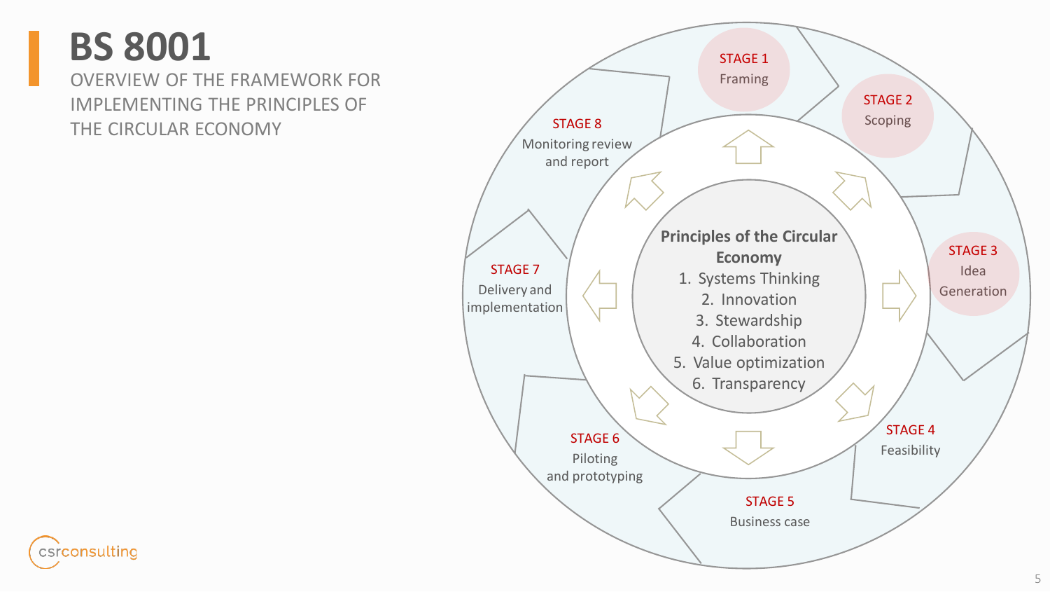# BS 8001

## OVERVIEW OF THE FRAMEWORK FOR IMPLEMENTING THE PRINCIPLES OF THE CIRCULAR ECONOMY

**STAGE 1**
Framing

**STAGE 2**
Scoping

**STAGE 3**
Idea Generation

**STAGE 4**
Feasibility

**STAGE 5**
Business case

**STAGE 6**
Piloting and prototyping

**STAGE 7**
Delivery and implementation

**STAGE 8**
Monitoring review and report

**Principles of the Circular Economy**

1. Systems Thinking
2. Innovation
3. Stewardship
4. Collaboration
5. Value optimization
6. Transparency

csrconsulting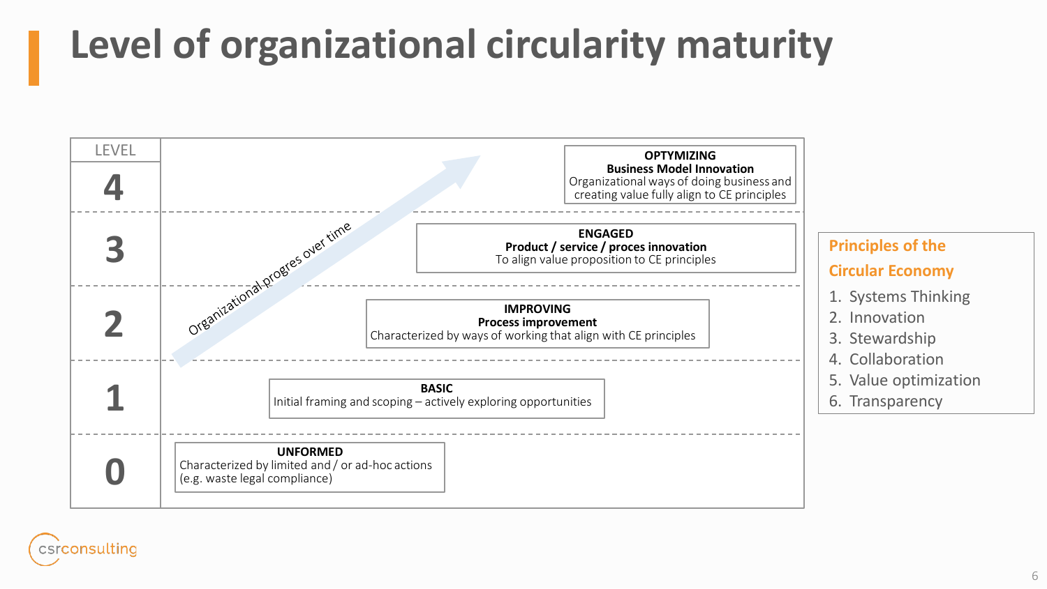# Level of organizational circularity maturity

| LEVEL | |
| --- | --- |
| 4 | **OPTYMIZING**<br>**Business Model Innovation**<br>Organizational ways of doing business and creating value fully align to CE principles |
| 3 | **ENGAGED**<br>**Product / service / proces innovation**<br>To align value proposition to CE principles |
| 2 | **IMPROVING**<br>**Process improvement**<br>Characterized by ways of working that align with CE principles |
| 1 | **BASIC**<br>Initial framing and scoping – actively exploring opportunities |
| 0 | **UNFORMED**<br>Characterized by limited and / or ad-hoc actions (e.g. waste legal compliance) |

Organizational progres over time

**Principles of the Circular Economy**

1. Systems Thinking
2. Innovation
3. Stewardship
4. Collaboration
5. Value optimization
6. Transparency

csrconsulting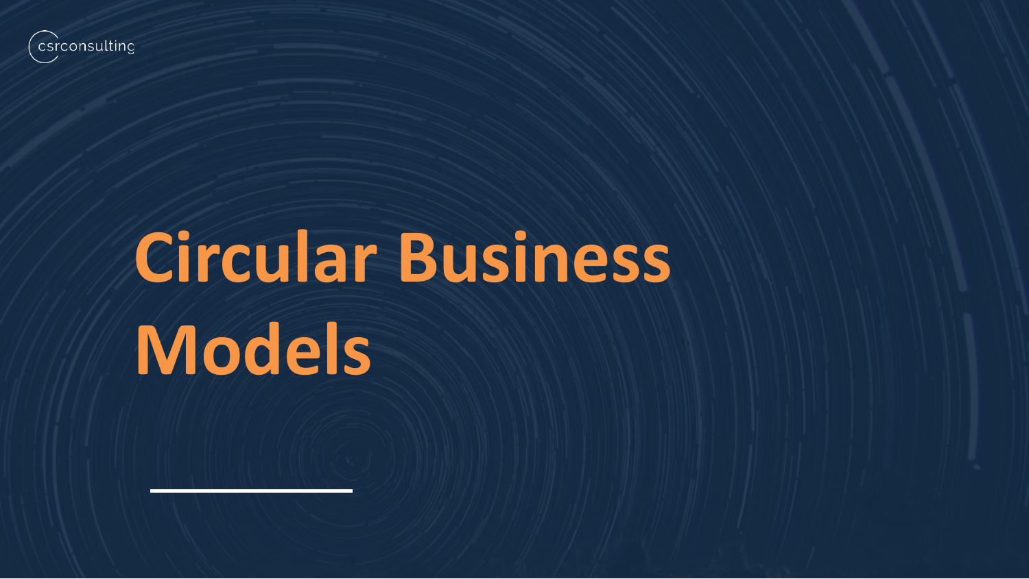# Circular Business Models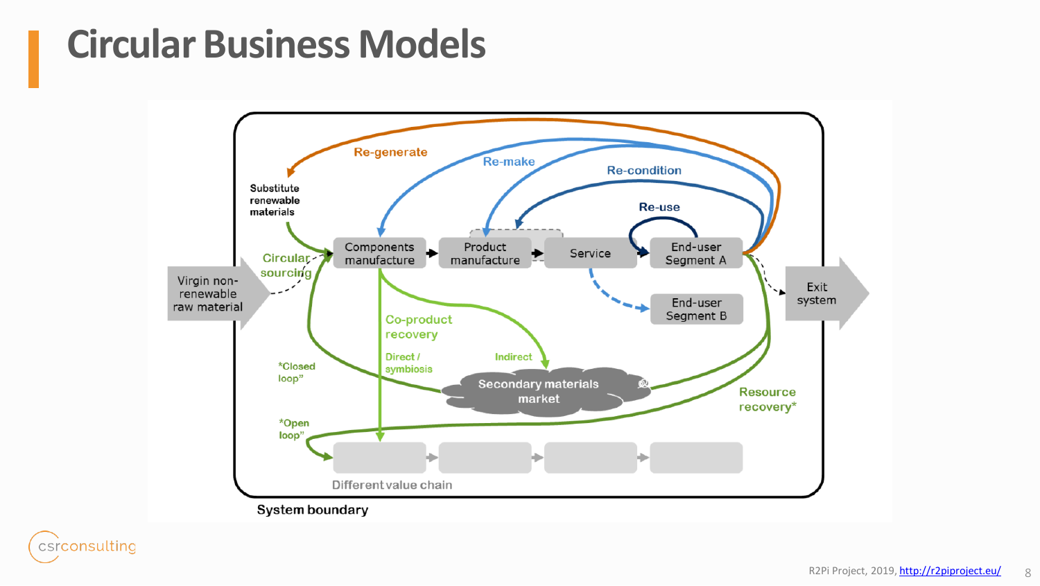# Circular Business Models

Re-generate

Re-make

Re-condition

Re-use

Substitute renewable materials

Circular sourcing

Virgin non-renewable raw material

Components manufacture

Product manufacture

Service

End-user Segment A

End-user Segment B

Exit system

Co-product recovery

Direct / symbiosis

Indirect

*Closed loop”

Secondary materials market

Resource recovery*

*Open loop”

Different value chain

System boundary

R2Pi Project, 2019, http://r2piproject.eu/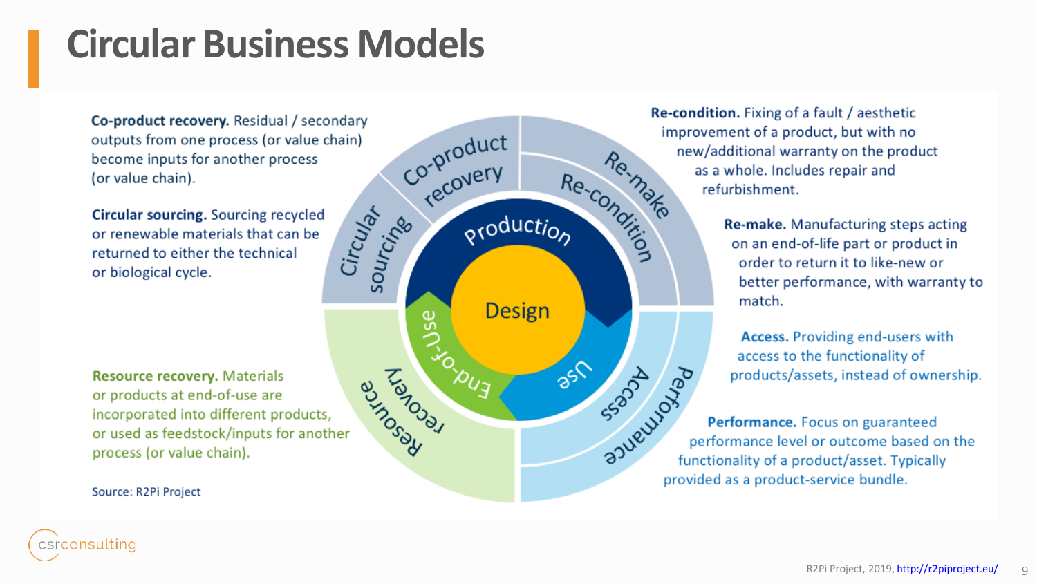# Circular Business Models

**Co-product recovery.** Residual / secondary outputs from one process (or value chain) become inputs for another process (or value chain).

**Circular sourcing.** Sourcing recycled or renewable materials that can be returned to either the technical or biological cycle.

**Resource recovery.** Materials or products at end-of-use are incorporated into different products, or used as feedstock/inputs for another process (or value chain).

**Re-condition.** Fixing of a fault / aesthetic improvement of a product, but with no new/additional warranty on the product as a whole. Includes repair and refurbishment.

**Re-make.** Manufacturing steps acting on an end-of-life part or product in order to return it to like-new or better performance, with warranty to match.

**Access.** Providing end-users with access to the functionality of products/assets, instead of ownership.

**Performance.** Focus on guaranteed performance level or outcome based on the functionality of a product/asset. Typically provided as a product-service bundle.

Design — Production — Use — End-of-Use

Source: R2Pi Project

R2Pi Project, 2019, http://r2piproject.eu/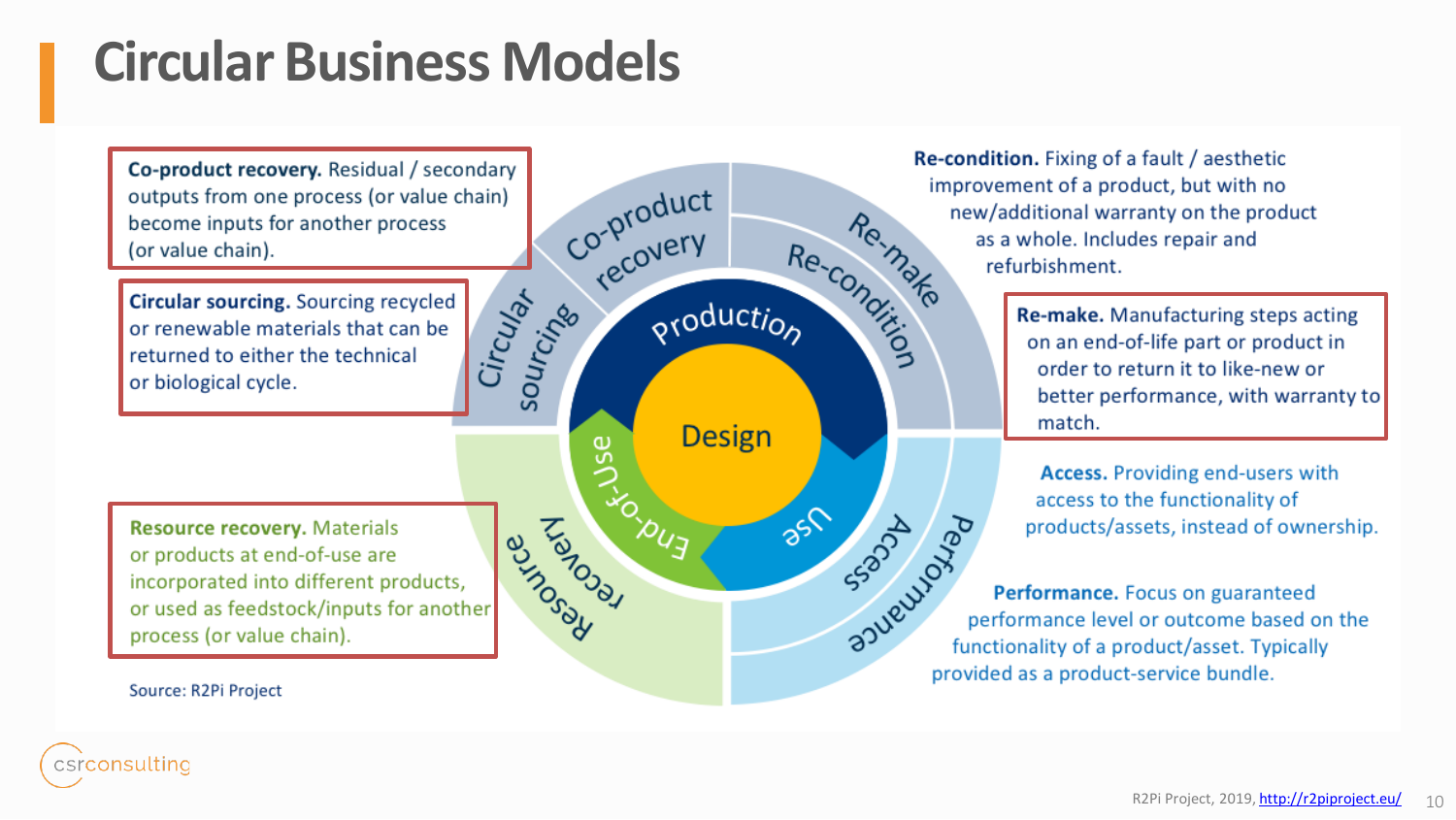# Circular Business Models

**Co-product recovery.** Residual / secondary outputs from one process (or value chain) become inputs for another process (or value chain).

**Circular sourcing.** Sourcing recycled or renewable materials that can be returned to either the technical or biological cycle.

**Resource recovery.** Materials or products at end-of-use are incorporated into different products, or used as feedstock/inputs for another process (or value chain).

Source: R2Pi Project

Circular sourcing | Co-product recovery | Re-make | Re-condition | Production | Design | End-of-Use | Use | Resource recovery | Access | Performance

**Re-condition.** Fixing of a fault / aesthetic improvement of a product, but with no new/additional warranty on the product as a whole. Includes repair and refurbishment.

**Re-make.** Manufacturing steps acting on an end-of-life part or product in order to return it to like-new or better performance, with warranty to match.

**Access.** Providing end-users with access to the functionality of products/assets, instead of ownership.

**Performance.** Focus on guaranteed performance level or outcome based on the functionality of a product/asset. Typically provided as a product-service bundle.

R2Pi Project, 2019, http://r2piproject.eu/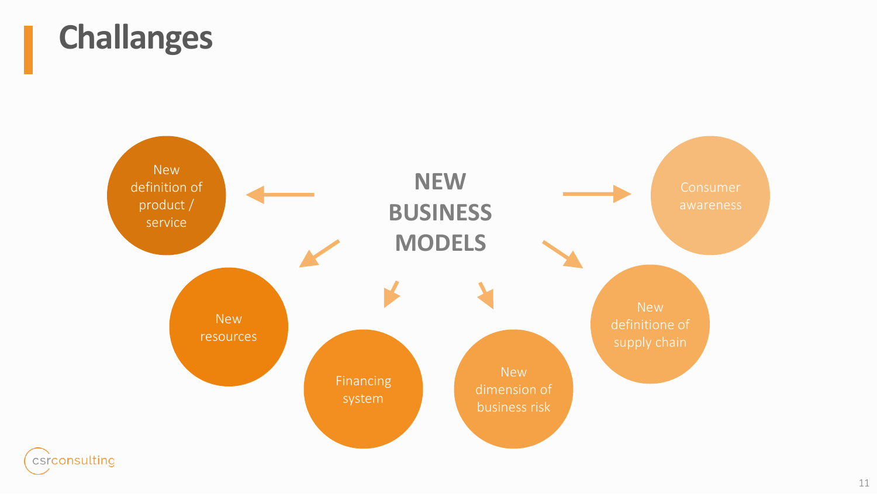# Challanges

**NEW BUSINESS MODELS**

- New definition of product / service
- New resources
- Financing system
- New dimension of business risk
- New definitione of supply chain
- Consumer awareness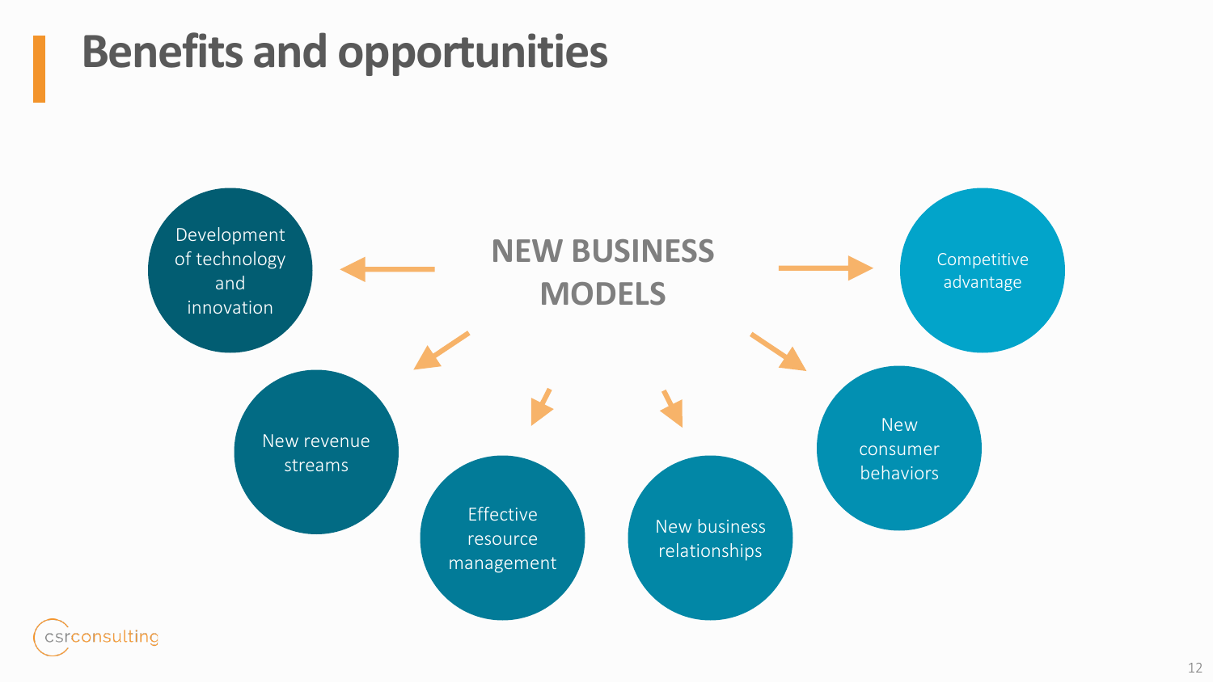# Benefits and opportunities

**NEW BUSINESS MODELS**

- Development of technology and innovation
- New revenue streams
- Effective resource management
- New business relationships
- New consumer behaviors
- Competitive advantage

csrconsulting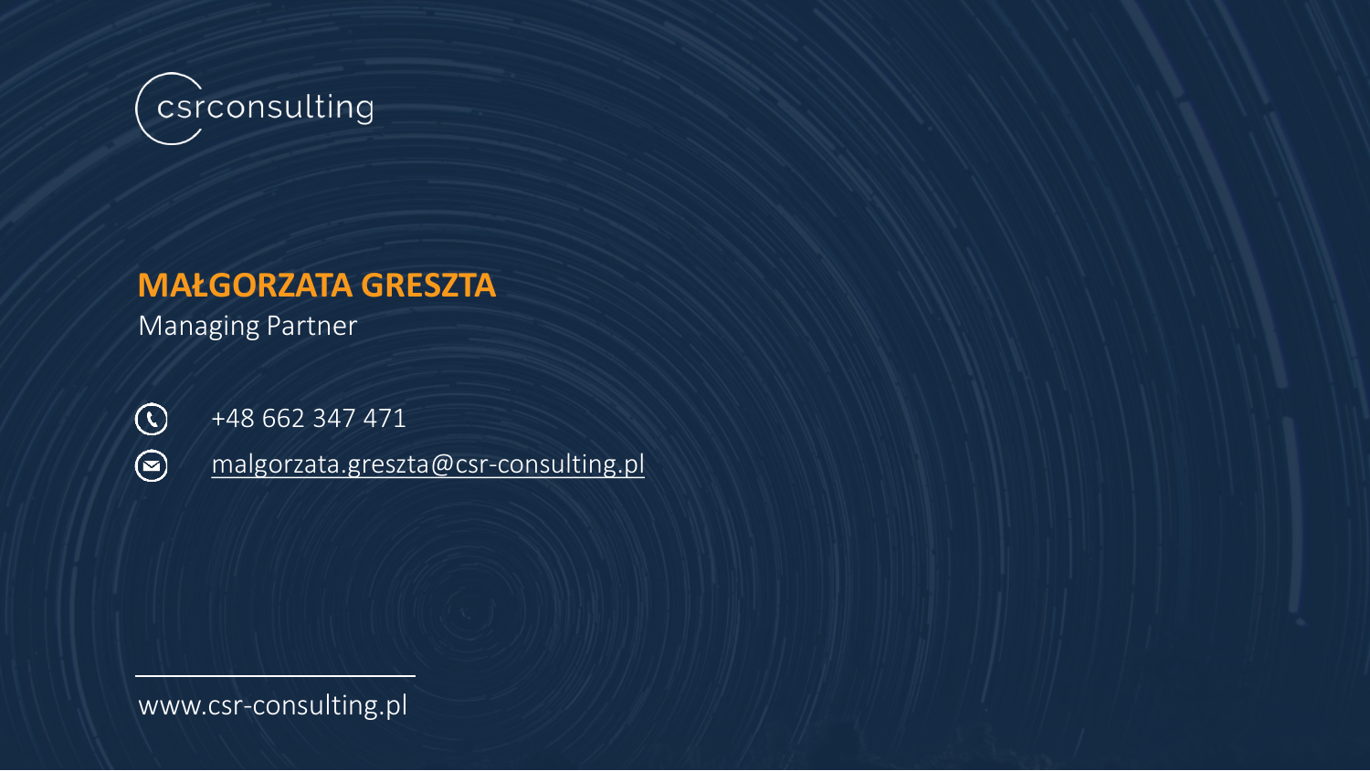csrconsulting

**MAŁGORZATA GRESZTA**

Managing Partner

+48 662 347 471

malgorzata.greszta@csr-consulting.pl

www.csr-consulting.pl